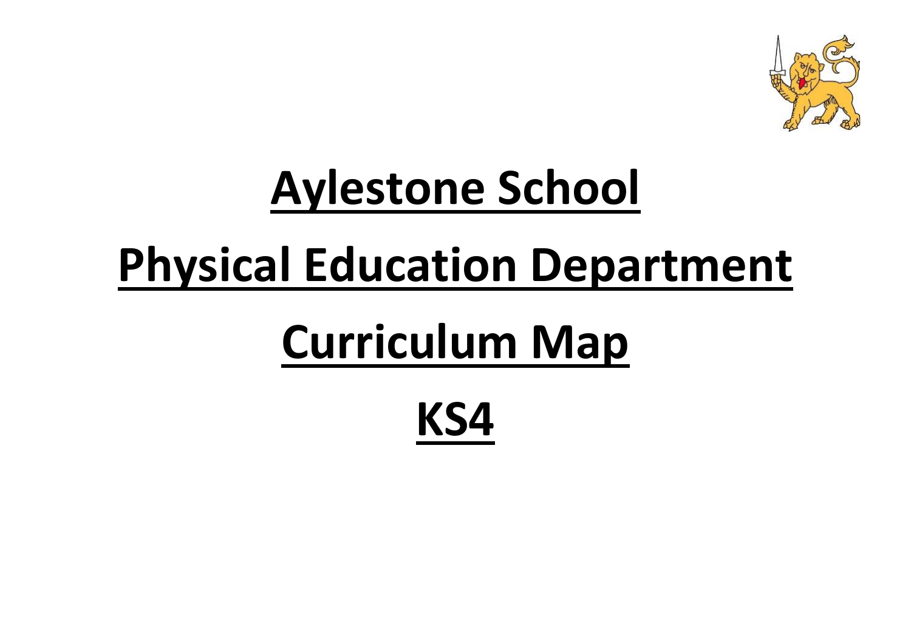# Aylestone School

# Physical Education Department

# Curriculum Map

# KS4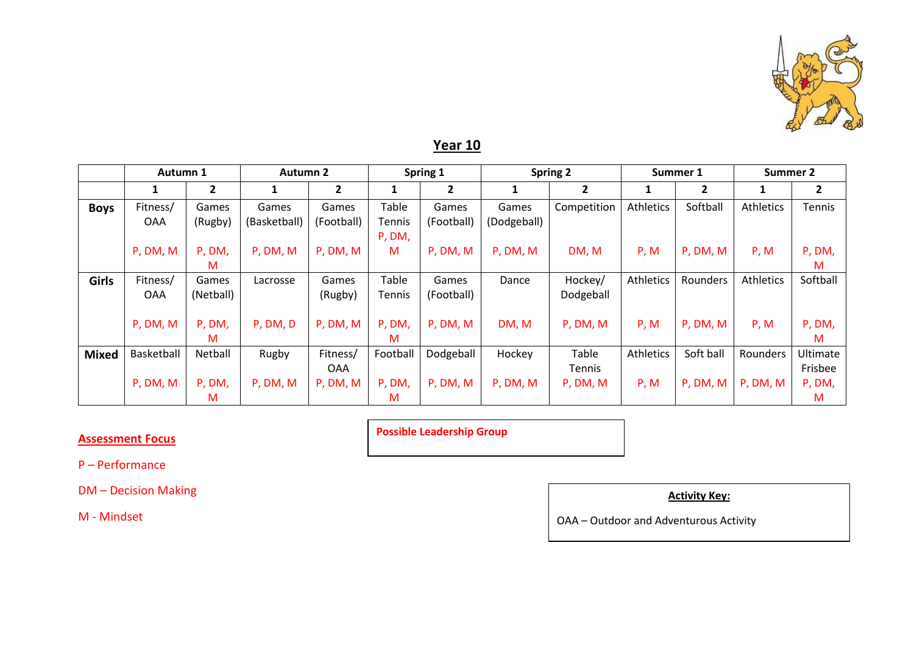## Year 10

| | Autumn 1 | | Autumn 2 | | Spring 1 | | Spring 2 | | Summer 1 | | Summer 2 | |
|---|---|---|---|---|---|---|---|---|---|---|---|---|
| | 1 | 2 | 1 | 2 | 1 | 2 | 1 | 2 | 1 | 2 | 1 | 2 |
| **Boys** | Fitness/ OAA<br>P, DM, M | Games (Rugby)<br>P, DM, M | Games (Basketball)<br>P, DM, M | Games (Football)<br>P, DM, M | Table Tennis<br>P, DM, M | Games (Football)<br>P, DM, M | Games (Dodgeball)<br>P, DM, M | Competition<br>DM, M | Athletics<br>P, M | Softball<br>P, DM, M | Athletics<br>P, M | Tennis<br>P, DM, M |
| **Girls** | Fitness/ OAA<br>P, DM, M | Games (Netball)<br>P, DM, M | Lacrosse<br>P, DM, D | Games (Rugby)<br>P, DM, M | Table Tennis<br>P, DM, M | Games (Football)<br>P, DM, M | Dance<br>DM, M | Hockey/ Dodgeball<br>P, DM, M | Athletics<br>P, M | Rounders<br>P, DM, M | Athletics<br>P, M | Softball<br>P, DM, M |
| **Mixed** | Basketball<br>P, DM, M | Netball<br>P, DM, M | Rugby<br>P, DM, M | Fitness/ OAA<br>P, DM, M | Football<br>P, DM, M | Dodgeball<br>P, DM, M | Hockey<br>P, DM, M | Table Tennis<br>P, DM, M | Athletics<br>P, M | Soft ball<br>P, DM, M | Rounders<br>P, DM, M | Ultimate Frisbee<br>P, DM, M |

**Possible Leadership Group**

**Assessment Focus**

P – Performance

DM – Decision Making

M - Mindset

**Activity Key:**

OAA – Outdoor and Adventurous Activity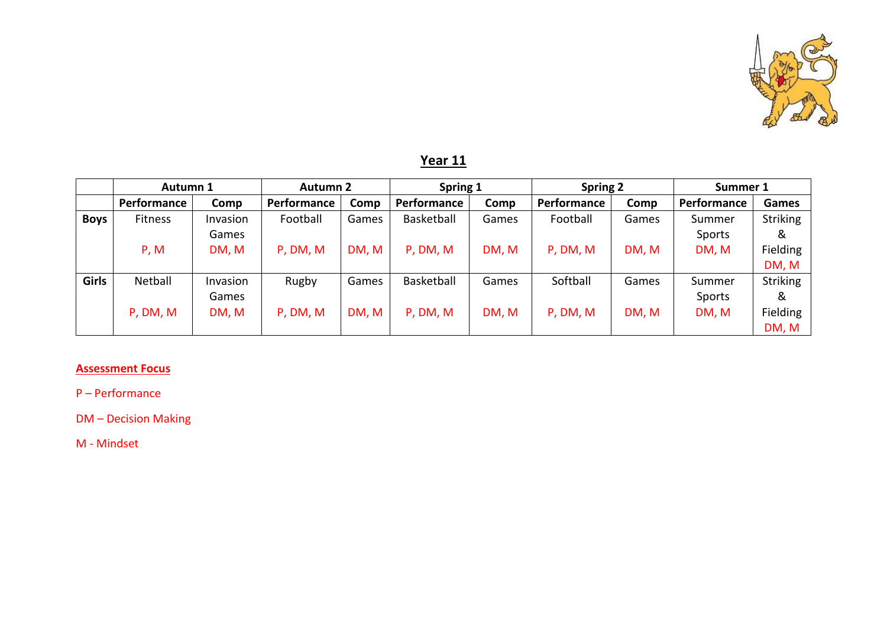# Year 11

| | Autumn 1 | | Autumn 2 | | Spring 1 | | Spring 2 | | Summer 1 | |
|---|---|---|---|---|---|---|---|---|---|---|
| | **Performance** | **Comp** | **Performance** | **Comp** | **Performance** | **Comp** | **Performance** | **Comp** | **Performance** | **Games** |
| **Boys** | Fitness<br><br>P, M | Invasion Games<br>DM, M | Football<br><br>P, DM, M | Games<br><br>DM, M | Basketball<br><br>P, DM, M | Games<br><br>DM, M | Football<br><br>P, DM, M | Games<br><br>DM, M | Summer Sports<br>DM, M | Striking & Fielding<br>DM, M |
| **Girls** | Netball<br><br>P, DM, M | Invasion Games<br>DM, M | Rugby<br><br>P, DM, M | Games<br><br>DM, M | Basketball<br><br>P, DM, M | Games<br><br>DM, M | Softball<br><br>P, DM, M | Games<br><br>DM, M | Summer Sports<br>DM, M | Striking & Fielding<br>DM, M |

**Assessment Focus**

P – Performance

DM – Decision Making

M - Mindset